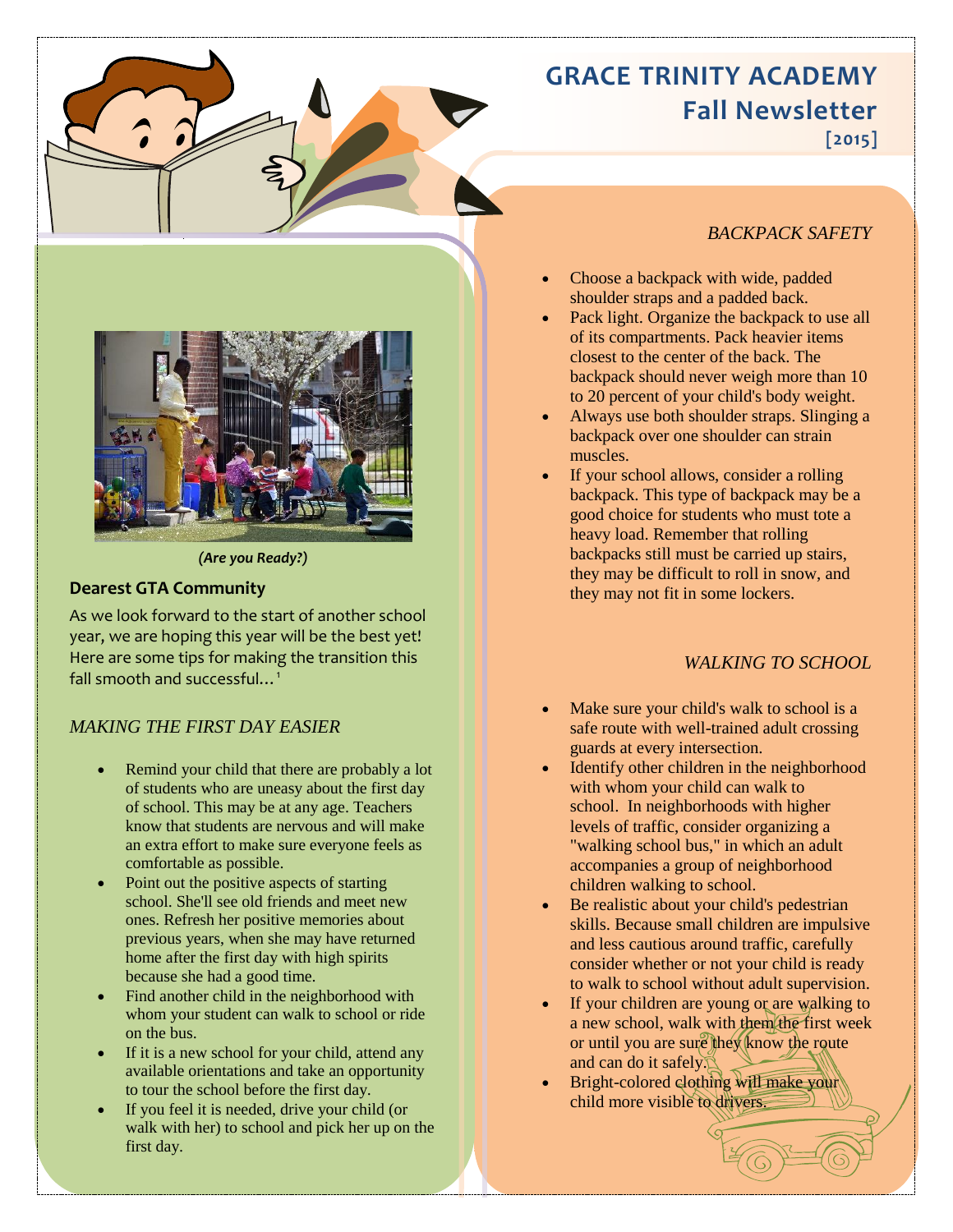# GRACE TRINITY ACADEMY

## Fall Newsletter

**[2015]**

*(Are you Ready?)*

### Dearest GTA Community

As we look forward to the start of another school year, we are hoping this year will be the best yet! Here are some tips for making the transition this fall smooth and successful…[1]

### *MAKING THE FIRST DAY EASIER*

- Remind your child that there are probably a lot of students who are uneasy about the first day of school. This may be at any age. Teachers know that students are nervous and will make an extra effort to make sure everyone feels as comfortable as possible.
- Point out the positive aspects of starting school. She'll see old friends and meet new ones. Refresh her positive memories about previous years, when she may have returned home after the first day with high spirits because she had a good time.
- Find another child in the neighborhood with whom your student can walk to school or ride on the bus.
- If it is a new school for your child, attend any available orientations and take an opportunity to tour the school before the first day.
- If you feel it is needed, drive your child (or walk with her) to school and pick her up on the first day.

### *BACKPACK SAFETY*

- Choose a backpack with wide, padded shoulder straps and a padded back.
- Pack light. Organize the backpack to use all of its compartments. Pack heavier items closest to the center of the back. The backpack should never weigh more than 10 to 20 percent of your child's body weight.
- Always use both shoulder straps. Slinging a backpack over one shoulder can strain muscles.
- If your school allows, consider a rolling backpack. This type of backpack may be a good choice for students who must tote a heavy load. Remember that rolling backpacks still must be carried up stairs, they may be difficult to roll in snow, and they may not fit in some lockers.

### *WALKING TO SCHOOL*

- Make sure your child's walk to school is a safe route with well-trained adult crossing guards at every intersection.
- Identify other children in the neighborhood with whom your child can walk to school. In neighborhoods with higher levels of traffic, consider organizing a "walking school bus," in which an adult accompanies a group of neighborhood children walking to school.
- Be realistic about your child's pedestrian skills. Because small children are impulsive and less cautious around traffic, carefully consider whether or not your child is ready to walk to school without adult supervision.
- If your children are young or are walking to a new school, walk with them the first week or until you are sure they know the route and can do it safely.
- Bright-colored clothing will make your child more visible to drivers.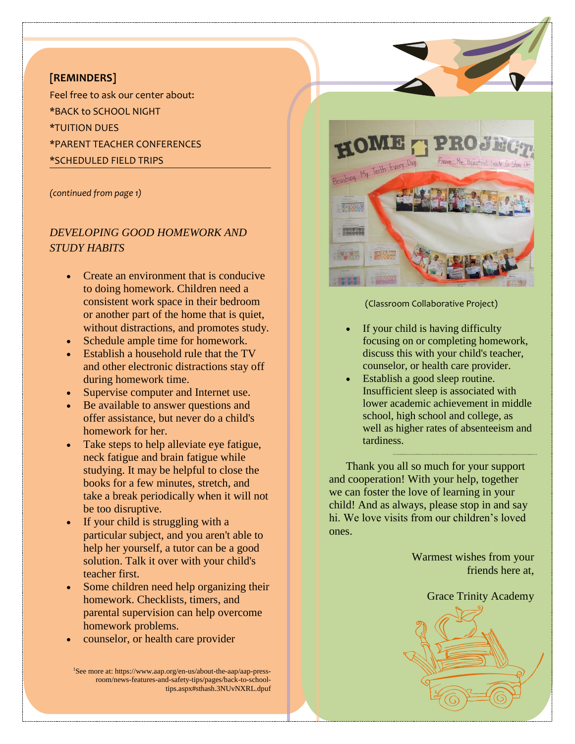**[REMINDERS]**

Feel free to ask our center about:

*BACK to SCHOOL NIGHT
*TUITION DUES
*PARENT TEACHER CONFERENCES
*SCHEDULED FIELD TRIPS

*(continued from page 1)*

### *DEVELOPING GOOD HOMEWORK AND STUDY HABITS*

- Create an environment that is conducive to doing homework. Children need a consistent work space in their bedroom or another part of the home that is quiet, without distractions, and promotes study.
- Schedule ample time for homework.
- Establish a household rule that the TV and other electronic distractions stay off during homework time.
- Supervise computer and Internet use.
- Be available to answer questions and offer assistance, but never do a child's homework for her.
- Take steps to help alleviate eye fatigue, neck fatigue and brain fatigue while studying. It may be helpful to close the books for a few minutes, stretch, and take a break periodically when it will not be too disruptive.
- If your child is struggling with a particular subject, and you aren't able to help her yourself, a tutor can be a good solution. Talk it over with your child's teacher first.
- Some children need help organizing their homework. Checklists, timers, and parental supervision can help overcome homework problems.
- counselor, or health care provider

[1]See more at: https://www.aap.org/en-us/about-the-aap/aap-press-room/news-features-and-safety-tips/pages/back-to-school-tips.aspx#sthash.3NUvNXRL.dpuf

(Classroom Collaborative Project)

- If your child is having difficulty focusing on or completing homework, discuss this with your child's teacher, counselor, or health care provider.
- Establish a good sleep routine. Insufficient sleep is associated with lower academic achievement in middle school, high school and college, as well as higher rates of absenteeism and tardiness.

Thank you all so much for your support and cooperation! With your help, together we can foster the love of learning in your child! And as always, please stop in and say hi. We love visits from our children's loved ones.

Warmest wishes from your friends here at,

Grace Trinity Academy